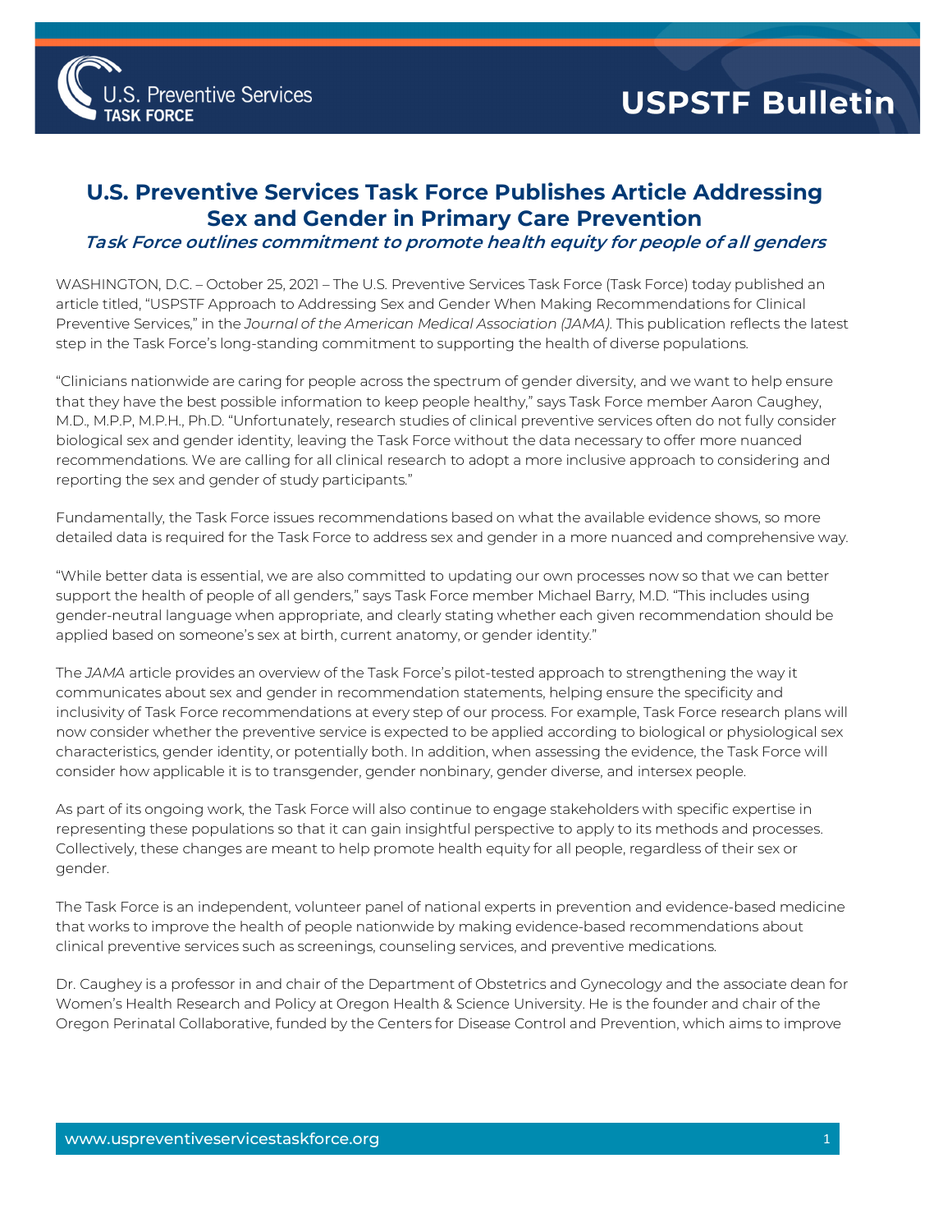USPSTF Bulletin

# U.S. Preventive Services Task Force Publishes Article Addressing Sex and Gender in Primary Care Prevention

***Task Force outlines commitment to promote health equity for people of all genders***

WASHINGTON, D.C. – October 25, 2021 – The U.S. Preventive Services Task Force (Task Force) today published an article titled, "USPSTF Approach to Addressing Sex and Gender When Making Recommendations for Clinical Preventive Services," in the *Journal of the American Medical Association (JAMA)*. This publication reflects the latest step in the Task Force's long-standing commitment to supporting the health of diverse populations.

"Clinicians nationwide are caring for people across the spectrum of gender diversity, and we want to help ensure that they have the best possible information to keep people healthy," says Task Force member Aaron Caughey, M.D., M.P.P, M.P.H., Ph.D. "Unfortunately, research studies of clinical preventive services often do not fully consider biological sex and gender identity, leaving the Task Force without the data necessary to offer more nuanced recommendations. We are calling for all clinical research to adopt a more inclusive approach to considering and reporting the sex and gender of study participants."

Fundamentally, the Task Force issues recommendations based on what the available evidence shows, so more detailed data is required for the Task Force to address sex and gender in a more nuanced and comprehensive way.

"While better data is essential, we are also committed to updating our own processes now so that we can better support the health of people of all genders," says Task Force member Michael Barry, M.D. "This includes using gender-neutral language when appropriate, and clearly stating whether each given recommendation should be applied based on someone's sex at birth, current anatomy, or gender identity."

The *JAMA* article provides an overview of the Task Force's pilot-tested approach to strengthening the way it communicates about sex and gender in recommendation statements, helping ensure the specificity and inclusivity of Task Force recommendations at every step of our process. For example, Task Force research plans will now consider whether the preventive service is expected to be applied according to biological or physiological sex characteristics, gender identity, or potentially both. In addition, when assessing the evidence, the Task Force will consider how applicable it is to transgender, gender nonbinary, gender diverse, and intersex people.

As part of its ongoing work, the Task Force will also continue to engage stakeholders with specific expertise in representing these populations so that it can gain insightful perspective to apply to its methods and processes. Collectively, these changes are meant to help promote health equity for all people, regardless of their sex or gender.

The Task Force is an independent, volunteer panel of national experts in prevention and evidence-based medicine that works to improve the health of people nationwide by making evidence-based recommendations about clinical preventive services such as screenings, counseling services, and preventive medications.

Dr. Caughey is a professor in and chair of the Department of Obstetrics and Gynecology and the associate dean for Women's Health Research and Policy at Oregon Health & Science University. He is the founder and chair of the Oregon Perinatal Collaborative, funded by the Centers for Disease Control and Prevention, which aims to improve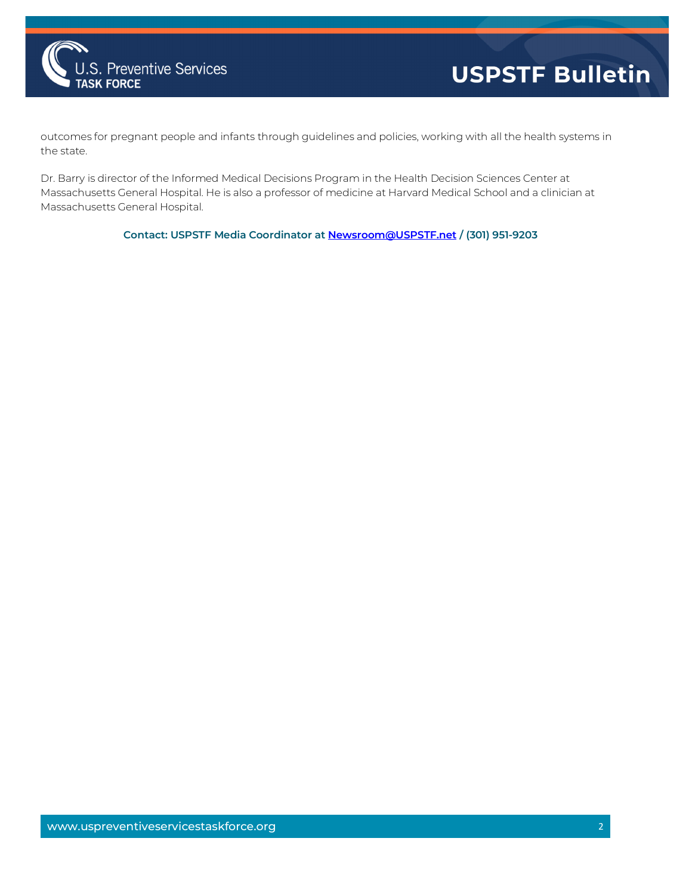outcomes for pregnant people and infants through guidelines and policies, working with all the health systems in the state.

Dr. Barry is director of the Informed Medical Decisions Program in the Health Decision Sciences Center at Massachusetts General Hospital. He is also a professor of medicine at Harvard Medical School and a clinician at Massachusetts General Hospital.

**Contact: USPSTF Media Coordinator at Newsroom@USPSTF.net / (301) 951-9203**